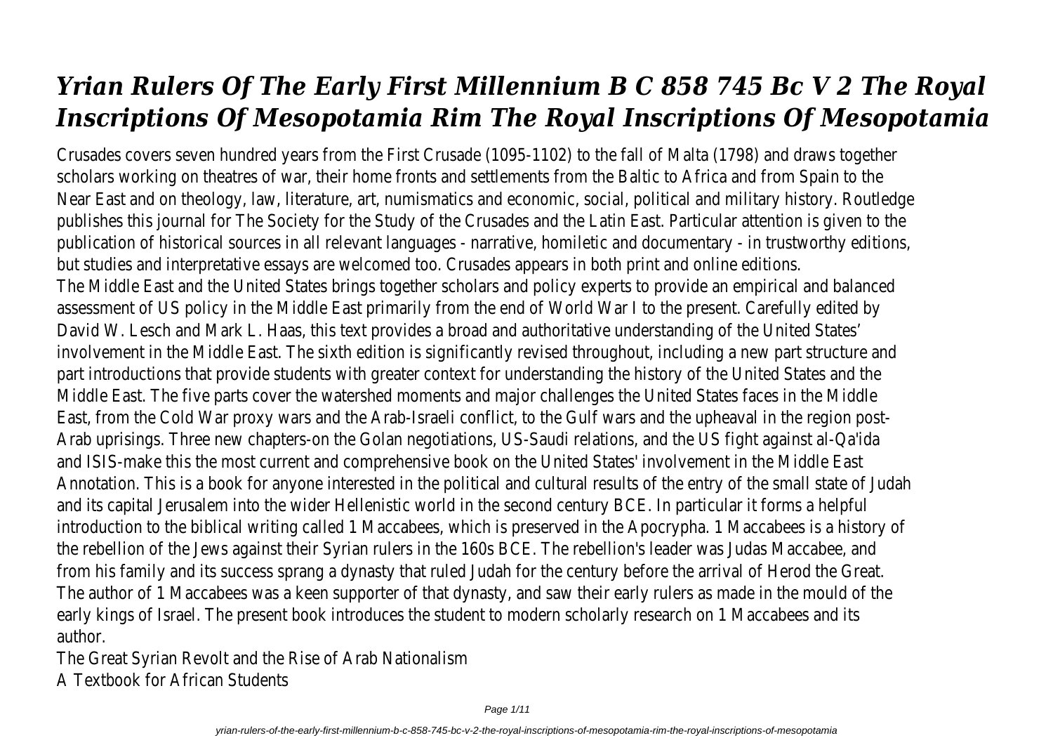# *Yrian Rulers Of The Early First Millennium B C 858 745 Bc V 2 The Royal Inscriptions Of Mesopotamia Rim The Royal Inscriptions Of Mesopotamia*

Crusades covers seven hundred years from the First Crusade (1095-1102) to the fall of Malta (1798) and draws together scholars working on theatres of war, their home fronts and settlements from the Baltic to Africa and from Spain to the Near East and on theology, law, literature, art, numismatics and economic, social, political and military history. Routledge publishes this journal for The Society for the Study of the Crusades and the Latin East. Particular attention is given to the publication of historical sources in all relevant languages - narrative, homiletic and documentary - in trustworthy editions, but studies and interpretative essays are welcomed too. Crusades appears in both print and online editions.

The Middle East and the United States brings together scholars and policy experts to provide an empirical and balanced assessment of US policy in the Middle East primarily from the end of World War I to the present. Carefully edited by David W. Lesch and Mark L. Haas, this text provides a broad and authoritative understanding of the United States' involvement in the Middle East. The sixth edition is significantly revised throughout, including a new part structure and part introductions that provide students with greater context for understanding the history of the United States and the Middle East. The five parts cover the watershed moments and major challenges the United States faces in the Middle East, from the Cold War proxy wars and the Arab-Israeli conflict, to the Gulf wars and the upheaval in the region post-Arab uprisings. Three new chapters-on the Golan negotiations, US-Saudi relations, and the US fight against al-Qa'ida and ISIS-make this the most current and comprehensive book on the United States' involvement in the Middle East

Annotation. This is a book for anyone interested in the political and cultural results of the entry of the small state of Judah and its capital Jerusalem into the wider Hellenistic world in the second century BCE. In particular it forms a helpful introduction to the biblical writing called 1 Maccabees, which is preserved in the Apocrypha. 1 Maccabees is a history of the rebellion of the Jews against their Syrian rulers in the 160s BCE. The rebellion's leader was Judas Maccabee, and from his family and its success sprang a dynasty that ruled Judah for the century before the arrival of Herod the Great. The author of 1 Maccabees was a keen supporter of that dynasty, and saw their early rulers as made in the mould of the early kings of Israel. The present book introduces the student to modern scholarly research on 1 Maccabees and its author.

The Great Syrian Revolt and the Rise of Arab Nationalism

A Textbook for African Students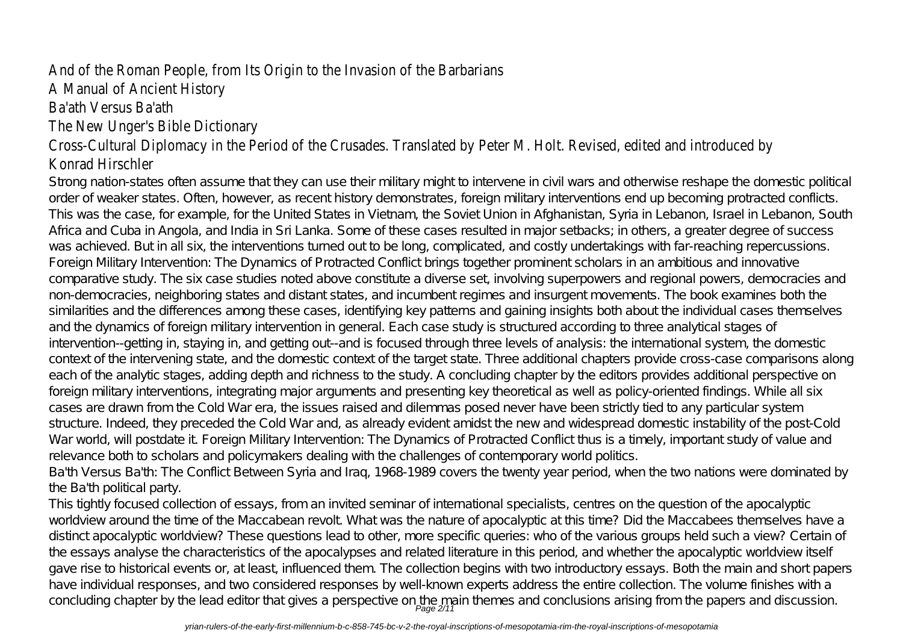## And of the Roman People, from Its Origin to the Invasion of the Barbarians
## A Manual of Ancient History
## Ba'ath Versus Ba'ath
## The New Unger's Bible Dictionary
## Cross-Cultural Diplomacy in the Period of the Crusades. Translated by Peter M. Holt. Revised, edited and introduced by Konrad Hirschler

Strong nation-states often assume that they can use their military might to intervene in civil wars and otherwise reshape the domestic political order of weaker states. Often, however, as recent history demonstrates, foreign military interventions end up becoming protracted conflicts. This was the case, for example, for the United States in Vietnam, the Soviet Union in Afghanistan, Syria in Lebanon, Israel in Lebanon, South Africa and Cuba in Angola, and India in Sri Lanka. Some of these cases resulted in major setbacks; in others, a greater degree of success was achieved. But in all six, the interventions turned out to be long, complicated, and costly undertakings with far-reaching repercussions. Foreign Military Intervention: The Dynamics of Protracted Conflict brings together prominent scholars in an ambitious and innovative comparative study. The six case studies noted above constitute a diverse set, involving superpowers and regional powers, democracies and non-democracies, neighboring states and distant states, and incumbent regimes and insurgent movements. The book examines both the similarities and the differences among these cases, identifying key patterns and gaining insights both about the individual cases themselves and the dynamics of foreign military intervention in general. Each case study is structured according to three analytical stages of intervention--getting in, staying in, and getting out--and is focused through three levels of analysis: the international system, the domestic context of the intervening state, and the domestic context of the target state. Three additional chapters provide cross-case comparisons along each of the analytic stages, adding depth and richness to the study. A concluding chapter by the editors provides additional perspective on foreign military interventions, integrating major arguments and presenting key theoretical as well as policy-oriented findings. While all six cases are drawn from the Cold War era, the issues raised and dilemmas posed never have been strictly tied to any particular system structure. Indeed, they preceded the Cold War and, as already evident amidst the new and widespread domestic instability of the post-Cold War world, will postdate it. Foreign Military Intervention: The Dynamics of Protracted Conflict thus is a timely, important study of value and relevance both to scholars and policymakers dealing with the challenges of contemporary world politics.

Ba'th Versus Ba'th: The Conflict Between Syria and Iraq, 1968-1989 covers the twenty year period, when the two nations were dominated by the Ba'th political party.

This tightly focused collection of essays, from an invited seminar of international specialists, centres on the question of the apocalyptic worldview around the time of the Maccabean revolt. What was the nature of apocalyptic at this time? Did the Maccabees themselves have a distinct apocalyptic worldview? These questions lead to other, more specific queries: who of the various groups held such a view? Certain of the essays analyse the characteristics of the apocalypses and related literature in this period, and whether the apocalyptic worldview itself gave rise to historical events or, at least, influenced them. The collection begins with two introductory essays. Both the main and short papers have individual responses, and two considered responses by well-known experts address the entire collection. The volume finishes with a concluding chapter by the lead editor that gives a perspective on the main themes and conclusions arising from the papers and discussion.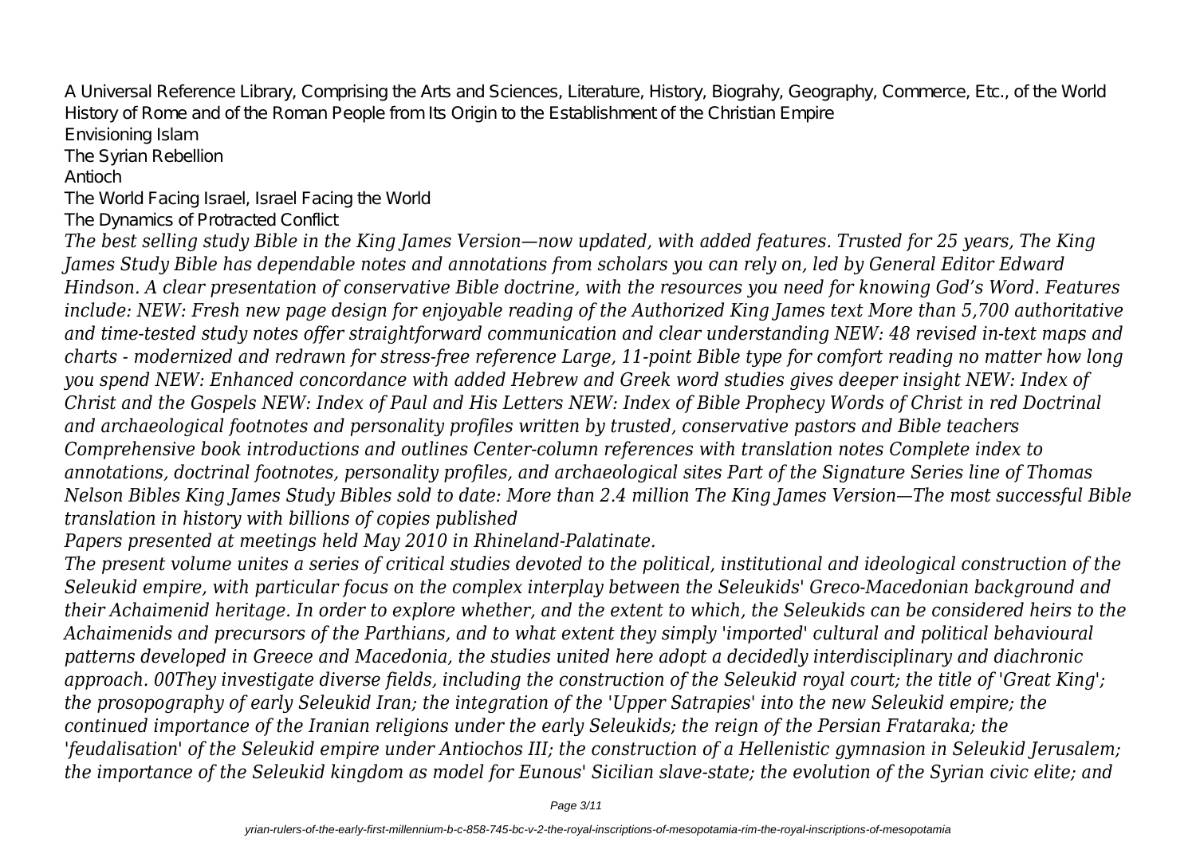A Universal Reference Library, Comprising the Arts and Sciences, Literature, History, Biograhy, Geography, Commerce, Etc., of the World
History of Rome and of the Roman People from Its Origin to the Establishment of the Christian Empire
Envisioning Islam
The Syrian Rebellion
Antioch
The World Facing Israel, Israel Facing the World
The Dynamics of Protracted Conflict

*The best selling study Bible in the King James Version—now updated, with added features. Trusted for 25 years, The King James Study Bible has dependable notes and annotations from scholars you can rely on, led by General Editor Edward Hindson. A clear presentation of conservative Bible doctrine, with the resources you need for knowing God's Word. Features include: NEW: Fresh new page design for enjoyable reading of the Authorized King James text More than 5,700 authoritative and time-tested study notes offer straightforward communication and clear understanding NEW: 48 revised in-text maps and charts - modernized and redrawn for stress-free reference Large, 11-point Bible type for comfort reading no matter how long you spend NEW: Enhanced concordance with added Hebrew and Greek word studies gives deeper insight NEW: Index of Christ and the Gospels NEW: Index of Paul and His Letters NEW: Index of Bible Prophecy Words of Christ in red Doctrinal and archaeological footnotes and personality profiles written by trusted, conservative pastors and Bible teachers Comprehensive book introductions and outlines Center-column references with translation notes Complete index to annotations, doctrinal footnotes, personality profiles, and archaeological sites Part of the Signature Series line of Thomas Nelson Bibles King James Study Bibles sold to date: More than 2.4 million The King James Version—The most successful Bible translation in history with billions of copies published*

*Papers presented at meetings held May 2010 in Rhineland-Palatinate.*

*The present volume unites a series of critical studies devoted to the political, institutional and ideological construction of the Seleukid empire, with particular focus on the complex interplay between the Seleukids' Greco-Macedonian background and their Achaimenid heritage. In order to explore whether, and the extent to which, the Seleukids can be considered heirs to the Achaimenids and precursors of the Parthians, and to what extent they simply 'imported' cultural and political behavioural patterns developed in Greece and Macedonia, the studies united here adopt a decidedly interdisciplinary and diachronic approach. 00They investigate diverse fields, including the construction of the Seleukid royal court; the title of 'Great King'; the prosopography of early Seleukid Iran; the integration of the 'Upper Satrapies' into the new Seleukid empire; the continued importance of the Iranian religions under the early Seleukids; the reign of the Persian Frataraka; the 'feudalisation' of the Seleukid empire under Antiochos III; the construction of a Hellenistic gymnasion in Seleukid Jerusalem; the importance of the Seleukid kingdom as model for Eunous' Sicilian slave-state; the evolution of the Syrian civic elite; and*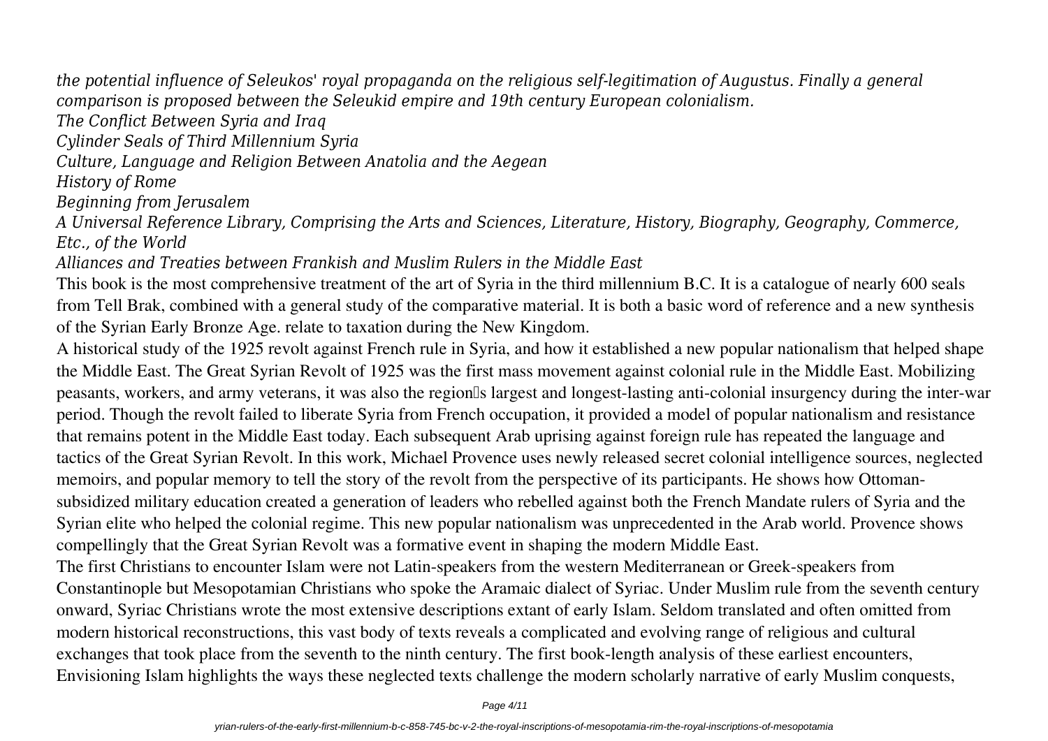*the potential influence of Seleukos' royal propaganda on the religious self-legitimation of Augustus. Finally a general comparison is proposed between the Seleukid empire and 19th century European colonialism.*

*The Conflict Between Syria and Iraq*

*Cylinder Seals of Third Millennium Syria*

*Culture, Language and Religion Between Anatolia and the Aegean*

*History of Rome*

*Beginning from Jerusalem*

*A Universal Reference Library, Comprising the Arts and Sciences, Literature, History, Biography, Geography, Commerce, Etc., of the World*

*Alliances and Treaties between Frankish and Muslim Rulers in the Middle East*

This book is the most comprehensive treatment of the art of Syria in the third millennium B.C. It is a catalogue of nearly 600 seals from Tell Brak, combined with a general study of the comparative material. It is both a basic word of reference and a new synthesis of the Syrian Early Bronze Age. relate to taxation during the New Kingdom.

A historical study of the 1925 revolt against French rule in Syria, and how it established a new popular nationalism that helped shape the Middle East. The Great Syrian Revolt of 1925 was the first mass movement against colonial rule in the Middle East. Mobilizing peasants, workers, and army veterans, it was also the region's largest and longest-lasting anti-colonial insurgency during the inter-war period. Though the revolt failed to liberate Syria from French occupation, it provided a model of popular nationalism and resistance that remains potent in the Middle East today. Each subsequent Arab uprising against foreign rule has repeated the language and tactics of the Great Syrian Revolt. In this work, Michael Provence uses newly released secret colonial intelligence sources, neglected memoirs, and popular memory to tell the story of the revolt from the perspective of its participants. He shows how Ottoman-subsidized military education created a generation of leaders who rebelled against both the French Mandate rulers of Syria and the Syrian elite who helped the colonial regime. This new popular nationalism was unprecedented in the Arab world. Provence shows compellingly that the Great Syrian Revolt was a formative event in shaping the modern Middle East.

The first Christians to encounter Islam were not Latin-speakers from the western Mediterranean or Greek-speakers from Constantinople but Mesopotamian Christians who spoke the Aramaic dialect of Syriac. Under Muslim rule from the seventh century onward, Syriac Christians wrote the most extensive descriptions extant of early Islam. Seldom translated and often omitted from modern historical reconstructions, this vast body of texts reveals a complicated and evolving range of religious and cultural exchanges that took place from the seventh to the ninth century. The first book-length analysis of these earliest encounters, Envisioning Islam highlights the ways these neglected texts challenge the modern scholarly narrative of early Muslim conquests,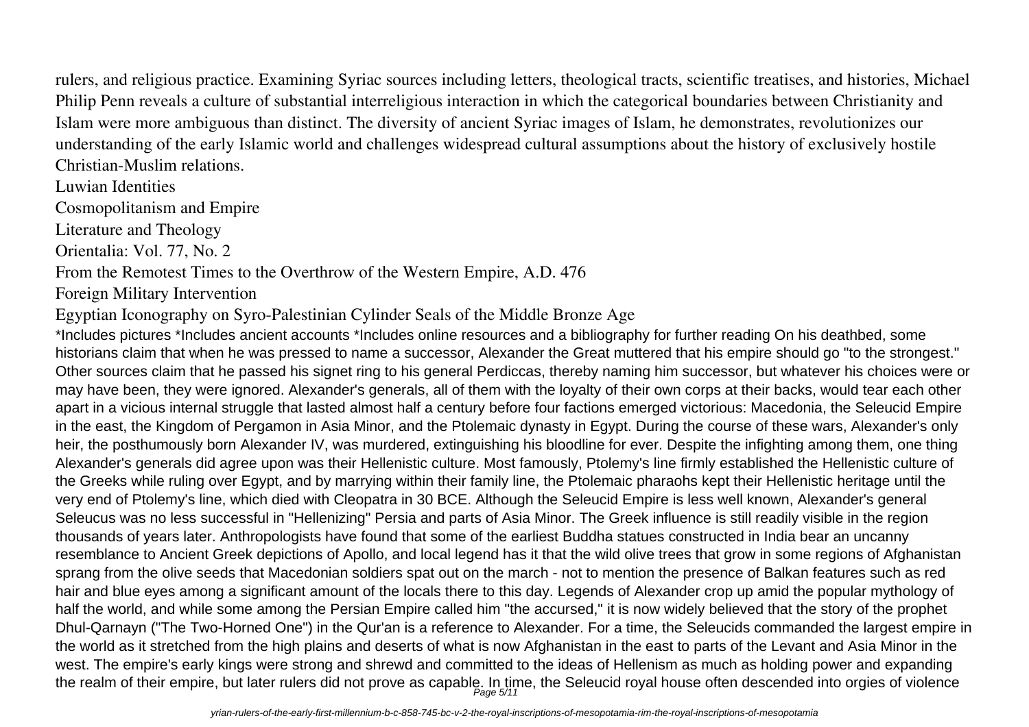rulers, and religious practice. Examining Syriac sources including letters, theological tracts, scientific treatises, and histories, Michael Philip Penn reveals a culture of substantial interreligious interaction in which the categorical boundaries between Christianity and Islam were more ambiguous than distinct. The diversity of ancient Syriac images of Islam, he demonstrates, revolutionizes our understanding of the early Islamic world and challenges widespread cultural assumptions about the history of exclusively hostile Christian-Muslim relations.

Luwian Identities

Cosmopolitanism and Empire

Literature and Theology

Orientalia: Vol. 77, No. 2

From the Remotest Times to the Overthrow of the Western Empire, A.D. 476

Foreign Military Intervention

Egyptian Iconography on Syro-Palestinian Cylinder Seals of the Middle Bronze Age

*Includes pictures *Includes ancient accounts *Includes online resources and a bibliography for further reading On his deathbed, some historians claim that when he was pressed to name a successor, Alexander the Great muttered that his empire should go "to the strongest." Other sources claim that he passed his signet ring to his general Perdiccas, thereby naming him successor, but whatever his choices were or may have been, they were ignored. Alexander's generals, all of them with the loyalty of their own corps at their backs, would tear each other apart in a vicious internal struggle that lasted almost half a century before four factions emerged victorious: Macedonia, the Seleucid Empire in the east, the Kingdom of Pergamon in Asia Minor, and the Ptolemaic dynasty in Egypt. During the course of these wars, Alexander's only heir, the posthumously born Alexander IV, was murdered, extinguishing his bloodline for ever. Despite the infighting among them, one thing Alexander's generals did agree upon was their Hellenistic culture. Most famously, Ptolemy's line firmly established the Hellenistic culture of the Greeks while ruling over Egypt, and by marrying within their family line, the Ptolemaic pharaohs kept their Hellenistic heritage until the very end of Ptolemy's line, which died with Cleopatra in 30 BCE. Although the Seleucid Empire is less well known, Alexander's general Seleucus was no less successful in "Hellenizing" Persia and parts of Asia Minor. The Greek influence is still readily visible in the region thousands of years later. Anthropologists have found that some of the earliest Buddha statues constructed in India bear an uncanny resemblance to Ancient Greek depictions of Apollo, and local legend has it that the wild olive trees that grow in some regions of Afghanistan sprang from the olive seeds that Macedonian soldiers spat out on the march - not to mention the presence of Balkan features such as red hair and blue eyes among a significant amount of the locals there to this day. Legends of Alexander crop up amid the popular mythology of half the world, and while some among the Persian Empire called him "the accursed," it is now widely believed that the story of the prophet Dhul-Qarnayn ("The Two-Horned One") in the Qur'an is a reference to Alexander. For a time, the Seleucids commanded the largest empire in the world as it stretched from the high plains and deserts of what is now Afghanistan in the east to parts of the Levant and Asia Minor in the west. The empire's early kings were strong and shrewd and committed to the ideas of Hellenism as much as holding power and expanding the realm of their empire, but later rulers did not prove as capable. In time, the Seleucid royal house often descended into orgies of violence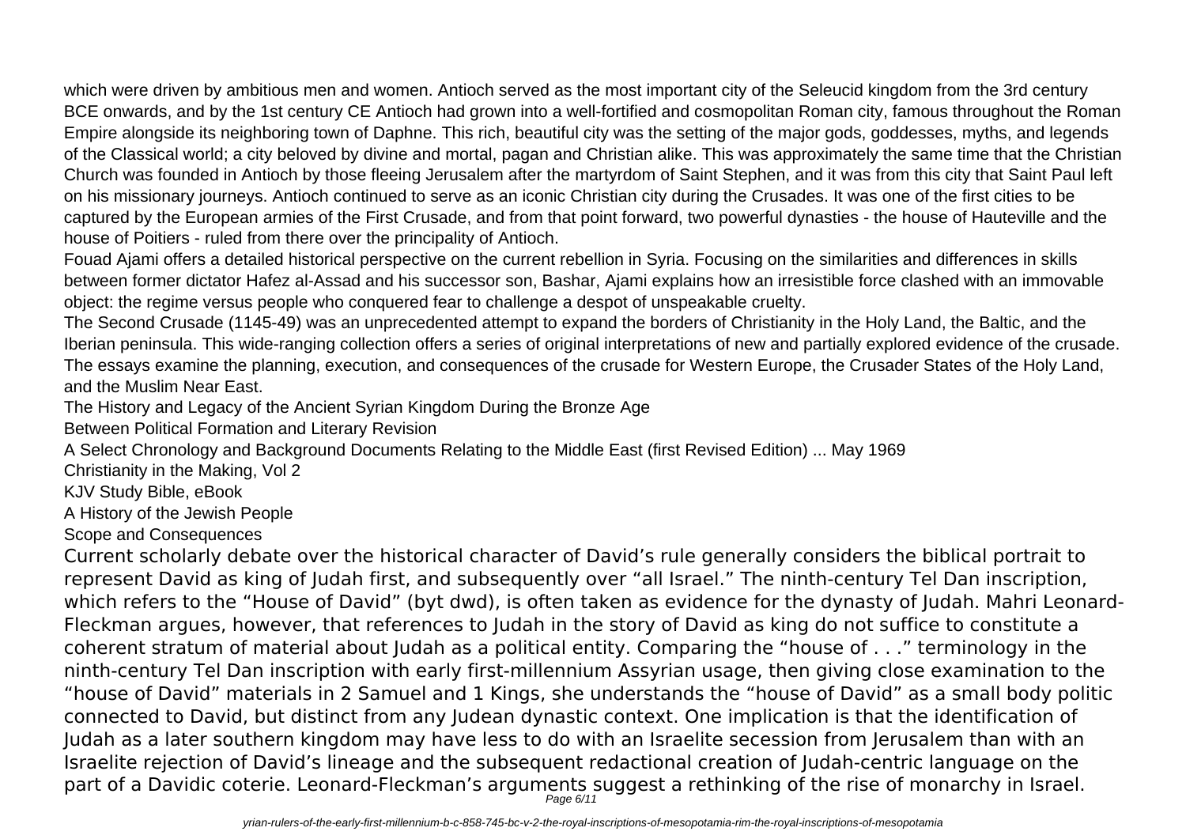which were driven by ambitious men and women. Antioch served as the most important city of the Seleucid kingdom from the 3rd century BCE onwards, and by the 1st century CE Antioch had grown into a well-fortified and cosmopolitan Roman city, famous throughout the Roman Empire alongside its neighboring town of Daphne. This rich, beautiful city was the setting of the major gods, goddesses, myths, and legends of the Classical world; a city beloved by divine and mortal, pagan and Christian alike. This was approximately the same time that the Christian Church was founded in Antioch by those fleeing Jerusalem after the martyrdom of Saint Stephen, and it was from this city that Saint Paul left on his missionary journeys. Antioch continued to serve as an iconic Christian city during the Crusades. It was one of the first cities to be captured by the European armies of the First Crusade, and from that point forward, two powerful dynasties - the house of Hauteville and the house of Poitiers - ruled from there over the principality of Antioch.

Fouad Ajami offers a detailed historical perspective on the current rebellion in Syria. Focusing on the similarities and differences in skills between former dictator Hafez al-Assad and his successor son, Bashar, Ajami explains how an irresistible force clashed with an immovable object: the regime versus people who conquered fear to challenge a despot of unspeakable cruelty.

The Second Crusade (1145-49) was an unprecedented attempt to expand the borders of Christianity in the Holy Land, the Baltic, and the Iberian peninsula. This wide-ranging collection offers a series of original interpretations of new and partially explored evidence of the crusade. The essays examine the planning, execution, and consequences of the crusade for Western Europe, the Crusader States of the Holy Land, and the Muslim Near East.

The History and Legacy of the Ancient Syrian Kingdom During the Bronze Age

Between Political Formation and Literary Revision

A Select Chronology and Background Documents Relating to the Middle East (first Revised Edition) ... May 1969

Christianity in the Making, Vol 2

KJV Study Bible, eBook

A History of the Jewish People

Scope and Consequences

Current scholarly debate over the historical character of David's rule generally considers the biblical portrait to represent David as king of Judah first, and subsequently over "all Israel." The ninth-century Tel Dan inscription, which refers to the "House of David" (byt dwd), is often taken as evidence for the dynasty of Judah. Mahri Leonard-Fleckman argues, however, that references to Judah in the story of David as king do not suffice to constitute a coherent stratum of material about Judah as a political entity. Comparing the "house of . . ." terminology in the ninth-century Tel Dan inscription with early first-millennium Assyrian usage, then giving close examination to the "house of David" materials in 2 Samuel and 1 Kings, she understands the "house of David" as a small body politic connected to David, but distinct from any Judean dynastic context. One implication is that the identification of Judah as a later southern kingdom may have less to do with an Israelite secession from Jerusalem than with an Israelite rejection of David's lineage and the subsequent redactional creation of Judah-centric language on the part of a Davidic coterie. Leonard-Fleckman's arguments suggest a rethinking of the rise of monarchy in Israel.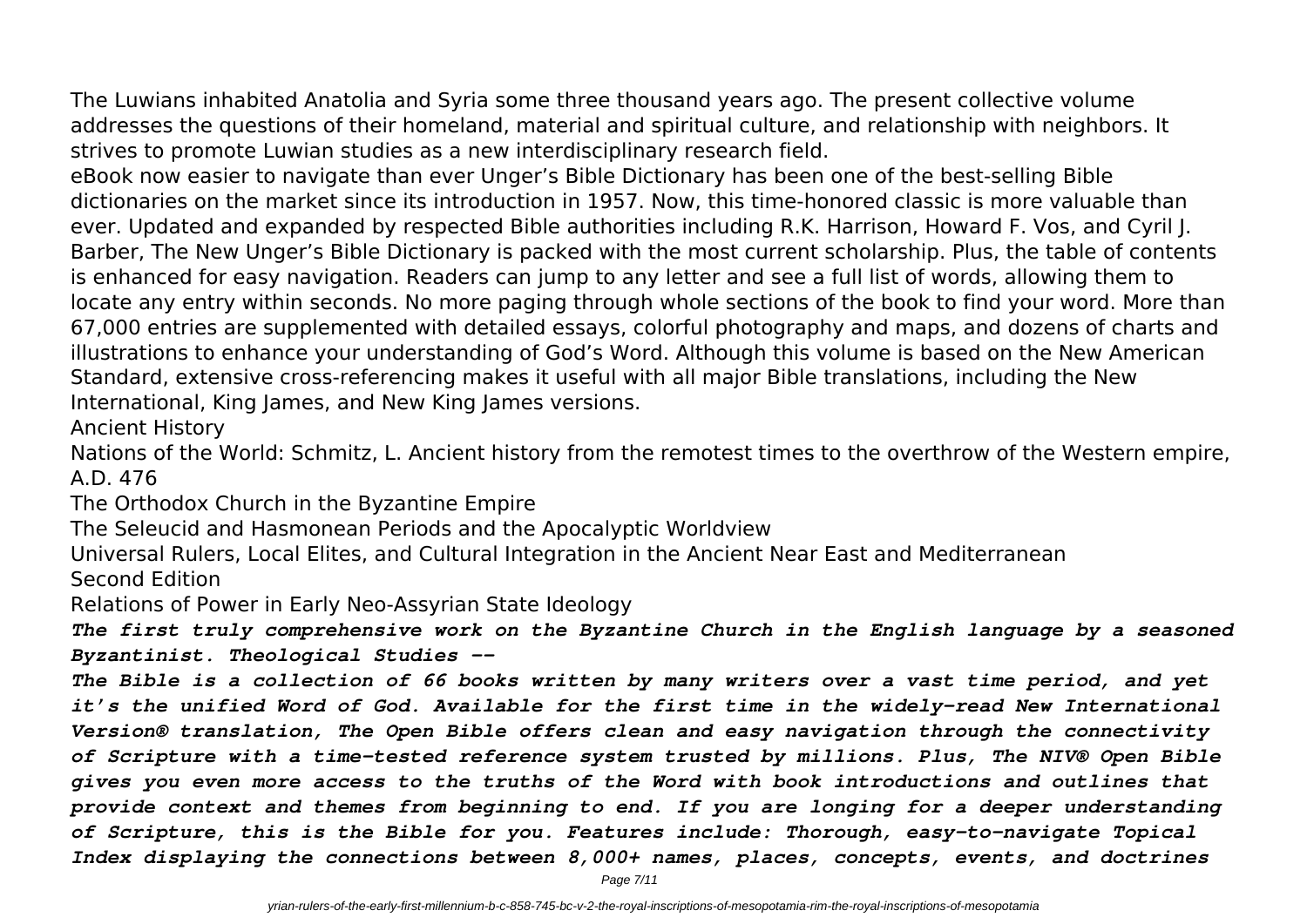The Luwians inhabited Anatolia and Syria some three thousand years ago. The present collective volume addresses the questions of their homeland, material and spiritual culture, and relationship with neighbors. It strives to promote Luwian studies as a new interdisciplinary research field.

eBook now easier to navigate than ever Unger's Bible Dictionary has been one of the best-selling Bible dictionaries on the market since its introduction in 1957. Now, this time-honored classic is more valuable than ever. Updated and expanded by respected Bible authorities including R.K. Harrison, Howard F. Vos, and Cyril J. Barber, The New Unger's Bible Dictionary is packed with the most current scholarship. Plus, the table of contents is enhanced for easy navigation. Readers can jump to any letter and see a full list of words, allowing them to locate any entry within seconds. No more paging through whole sections of the book to find your word. More than 67,000 entries are supplemented with detailed essays, colorful photography and maps, and dozens of charts and illustrations to enhance your understanding of God's Word. Although this volume is based on the New American Standard, extensive cross-referencing makes it useful with all major Bible translations, including the New International, King James, and New King James versions.

Ancient History

Nations of the World: Schmitz, L. Ancient history from the remotest times to the overthrow of the Western empire, A.D. 476

The Orthodox Church in the Byzantine Empire

The Seleucid and Hasmonean Periods and the Apocalyptic Worldview

Universal Rulers, Local Elites, and Cultural Integration in the Ancient Near East and Mediterranean

Second Edition

Relations of Power in Early Neo-Assyrian State Ideology

***The first truly comprehensive work on the Byzantine Church in the English language by a seasoned Byzantinist. Theological Studies --***

***The Bible is a collection of 66 books written by many writers over a vast time period, and yet it's the unified Word of God. Available for the first time in the widely-read New International Version® translation, The Open Bible offers clean and easy navigation through the connectivity of Scripture with a time-tested reference system trusted by millions. Plus, The NIV® Open Bible gives you even more access to the truths of the Word with book introductions and outlines that provide context and themes from beginning to end. If you are longing for a deeper understanding of Scripture, this is the Bible for you. Features include: Thorough, easy-to-navigate Topical Index displaying the connections between 8,000+ names, places, concepts, events, and doctrines***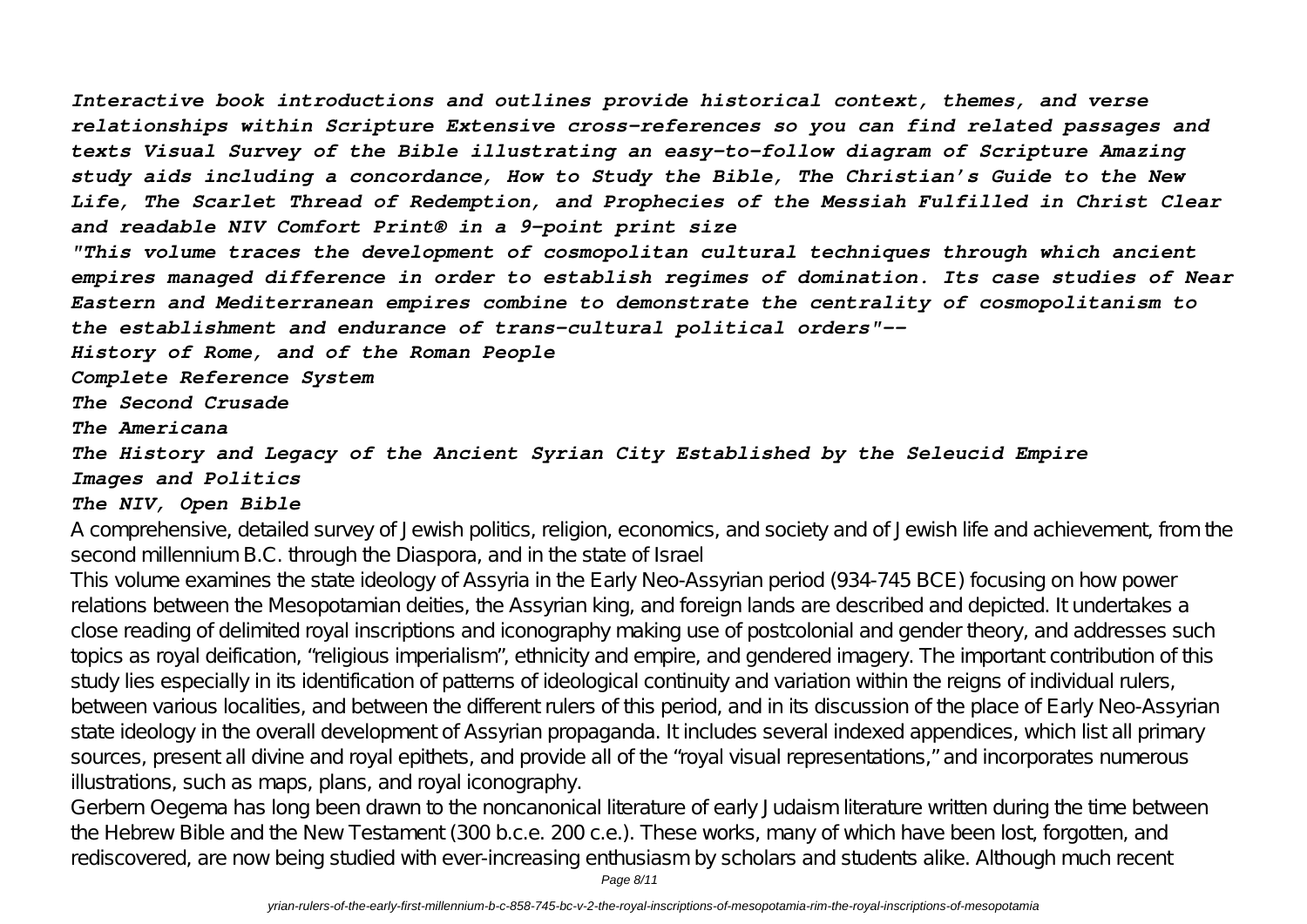*Interactive book introductions and outlines provide historical context, themes, and verse relationships within Scripture Extensive cross-references so you can find related passages and texts Visual Survey of the Bible illustrating an easy-to-follow diagram of Scripture Amazing study aids including a concordance, How to Study the Bible, The Christian's Guide to the New Life, The Scarlet Thread of Redemption, and Prophecies of the Messiah Fulfilled in Christ Clear and readable NIV Comfort Print® in a 9-point print size*

*"This volume traces the development of cosmopolitan cultural techniques through which ancient empires managed difference in order to establish regimes of domination. Its case studies of Near Eastern and Mediterranean empires combine to demonstrate the centrality of cosmopolitanism to the establishment and endurance of trans-cultural political orders"--*

*History of Rome, and of the Roman People*

*Complete Reference System*

*The Second Crusade*

*The Americana*

*The History and Legacy of the Ancient Syrian City Established by the Seleucid Empire*

*Images and Politics*

*The NIV, Open Bible*

A comprehensive, detailed survey of Jewish politics, religion, economics, and society and of Jewish life and achievement, from the second millennium B.C. through the Diaspora, and in the state of Israel

This volume examines the state ideology of Assyria in the Early Neo-Assyrian period (934-745 BCE) focusing on how power relations between the Mesopotamian deities, the Assyrian king, and foreign lands are described and depicted. It undertakes a close reading of delimited royal inscriptions and iconography making use of postcolonial and gender theory, and addresses such topics as royal deification, "religious imperialism", ethnicity and empire, and gendered imagery. The important contribution of this study lies especially in its identification of patterns of ideological continuity and variation within the reigns of individual rulers, between various localities, and between the different rulers of this period, and in its discussion of the place of Early Neo-Assyrian state ideology in the overall development of Assyrian propaganda. It includes several indexed appendices, which list all primary sources, present all divine and royal epithets, and provide all of the "royal visual representations," and incorporates numerous illustrations, such as maps, plans, and royal iconography.

Gerbern Oegema has long been drawn to the noncanonical literature of early Judaism literature written during the time between the Hebrew Bible and the New Testament (300 b.c.e. 200 c.e.). These works, many of which have been lost, forgotten, and rediscovered, are now being studied with ever-increasing enthusiasm by scholars and students alike. Although much recent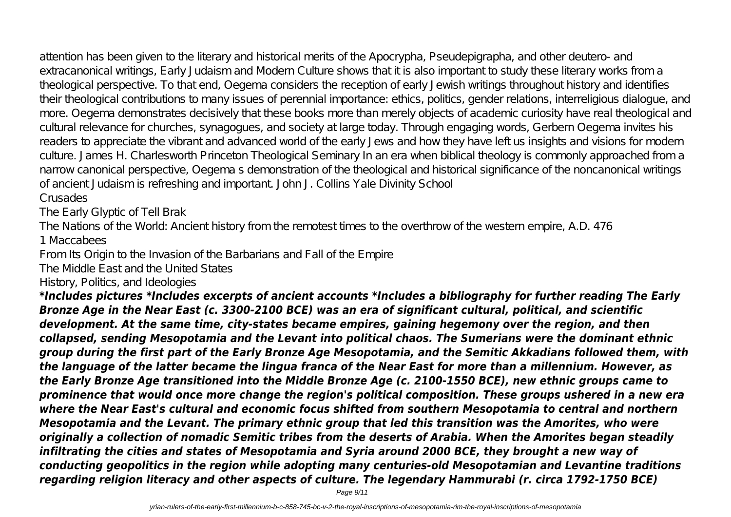attention has been given to the literary and historical merits of the Apocrypha, Pseudepigrapha, and other deutero- and extracanonical writings, Early Judaism and Modern Culture shows that it is also important to study these literary works from a theological perspective. To that end, Oegema considers the reception of early Jewish writings throughout history and identifies their theological contributions to many issues of perennial importance: ethics, politics, gender relations, interreligious dialogue, and more. Oegema demonstrates decisively that these books more than merely objects of academic curiosity have real theological and cultural relevance for churches, synagogues, and society at large today. Through engaging words, Gerbern Oegema invites his readers to appreciate the vibrant and advanced world of the early Jews and how they have left us insights and visions for modern culture. James H. Charlesworth Princeton Theological Seminary In an era when biblical theology is commonly approached from a narrow canonical perspective, Oegema s demonstration of the theological and historical significance of the noncanonical writings of ancient Judaism is refreshing and important. John J. Collins Yale Divinity School

Crusades

The Early Glyptic of Tell Brak

The Nations of the World: Ancient history from the remotest times to the overthrow of the western empire, A.D. 476

1 Maccabees

From Its Origin to the Invasion of the Barbarians and Fall of the Empire

The Middle East and the United States

History, Politics, and Ideologies

***Includes pictures *Includes excerpts of ancient accounts *Includes a bibliography for further reading The Early Bronze Age in the Near East (c. 3300-2100 BCE) was an era of significant cultural, political, and scientific development. At the same time, city-states became empires, gaining hegemony over the region, and then collapsed, sending Mesopotamia and the Levant into political chaos. The Sumerians were the dominant ethnic group during the first part of the Early Bronze Age Mesopotamia, and the Semitic Akkadians followed them, with the language of the latter became the lingua franca of the Near East for more than a millennium. However, as the Early Bronze Age transitioned into the Middle Bronze Age (c. 2100-1550 BCE), new ethnic groups came to prominence that would once more change the region's political composition. These groups ushered in a new era where the Near East's cultural and economic focus shifted from southern Mesopotamia to central and northern Mesopotamia and the Levant. The primary ethnic group that led this transition was the Amorites, who were originally a collection of nomadic Semitic tribes from the deserts of Arabia. When the Amorites began steadily infiltrating the cities and states of Mesopotamia and Syria around 2000 BCE, they brought a new way of conducting geopolitics in the region while adopting many centuries-old Mesopotamian and Levantine traditions regarding religion literacy and other aspects of culture. The legendary Hammurabi (r. circa 1792-1750 BCE)***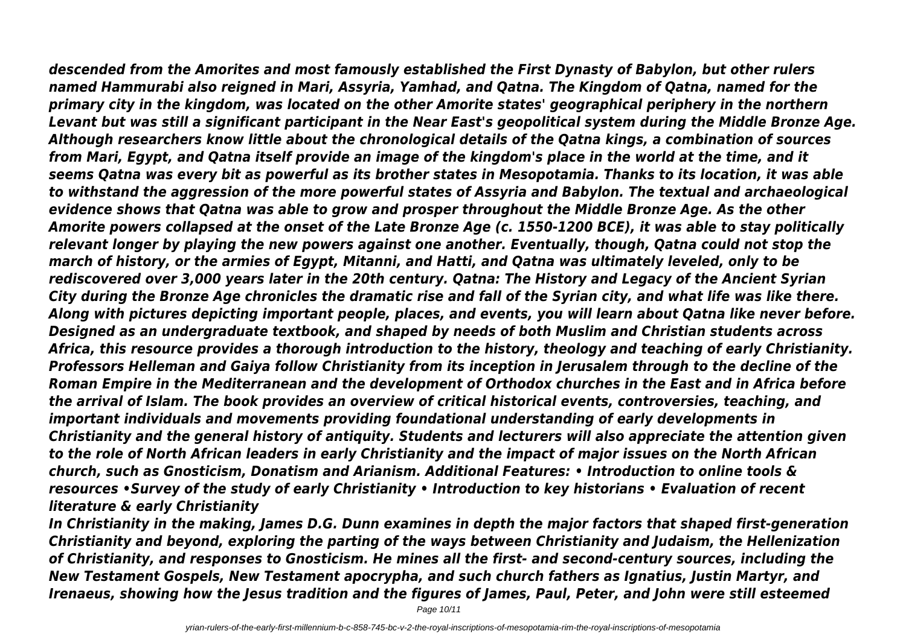*descended from the Amorites and most famously established the First Dynasty of Babylon, but other rulers named Hammurabi also reigned in Mari, Assyria, Yamhad, and Qatna. The Kingdom of Qatna, named for the primary city in the kingdom, was located on the other Amorite states' geographical periphery in the northern Levant but was still a significant participant in the Near East's geopolitical system during the Middle Bronze Age. Although researchers know little about the chronological details of the Qatna kings, a combination of sources from Mari, Egypt, and Qatna itself provide an image of the kingdom's place in the world at the time, and it seems Qatna was every bit as powerful as its brother states in Mesopotamia. Thanks to its location, it was able to withstand the aggression of the more powerful states of Assyria and Babylon. The textual and archaeological evidence shows that Qatna was able to grow and prosper throughout the Middle Bronze Age. As the other Amorite powers collapsed at the onset of the Late Bronze Age (c. 1550-1200 BCE), it was able to stay politically relevant longer by playing the new powers against one another. Eventually, though, Qatna could not stop the march of history, or the armies of Egypt, Mitanni, and Hatti, and Qatna was ultimately leveled, only to be rediscovered over 3,000 years later in the 20th century. Qatna: The History and Legacy of the Ancient Syrian City during the Bronze Age chronicles the dramatic rise and fall of the Syrian city, and what life was like there. Along with pictures depicting important people, places, and events, you will learn about Qatna like never before. Designed as an undergraduate textbook, and shaped by needs of both Muslim and Christian students across Africa, this resource provides a thorough introduction to the history, theology and teaching of early Christianity. Professors Helleman and Gaiya follow Christianity from its inception in Jerusalem through to the decline of the Roman Empire in the Mediterranean and the development of Orthodox churches in the East and in Africa before the arrival of Islam. The book provides an overview of critical historical events, controversies, teaching, and important individuals and movements providing foundational understanding of early developments in Christianity and the general history of antiquity. Students and lecturers will also appreciate the attention given to the role of North African leaders in early Christianity and the impact of major issues on the North African church, such as Gnosticism, Donatism and Arianism. Additional Features: • Introduction to online tools & resources •Survey of the study of early Christianity • Introduction to key historians • Evaluation of recent literature & early Christianity*

*In Christianity in the making, James D.G. Dunn examines in depth the major factors that shaped first-generation Christianity and beyond, exploring the parting of the ways between Christianity and Judaism, the Hellenization of Christianity, and responses to Gnosticism. He mines all the first- and second-century sources, including the New Testament Gospels, New Testament apocrypha, and such church fathers as Ignatius, Justin Martyr, and Irenaeus, showing how the Jesus tradition and the figures of James, Paul, Peter, and John were still esteemed*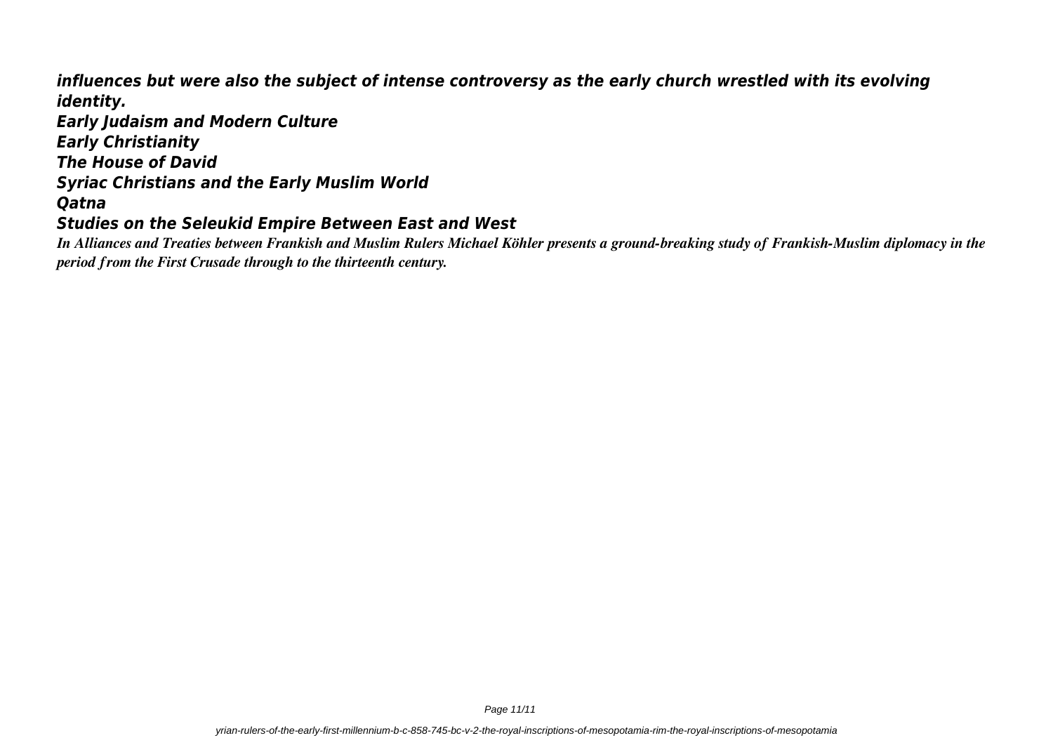***influences but were also the subject of intense controversy as the early church wrestled with its evolving identity.***

***Early Judaism and Modern Culture***

***Early Christianity***

***The House of David***

***Syriac Christians and the Early Muslim World***

***Qatna***

***Studies on the Seleukid Empire Between East and West***

***In Alliances and Treaties between Frankish and Muslim Rulers Michael Köhler presents a ground-breaking study of Frankish-Muslim diplomacy in the period from the First Crusade through to the thirteenth century.***